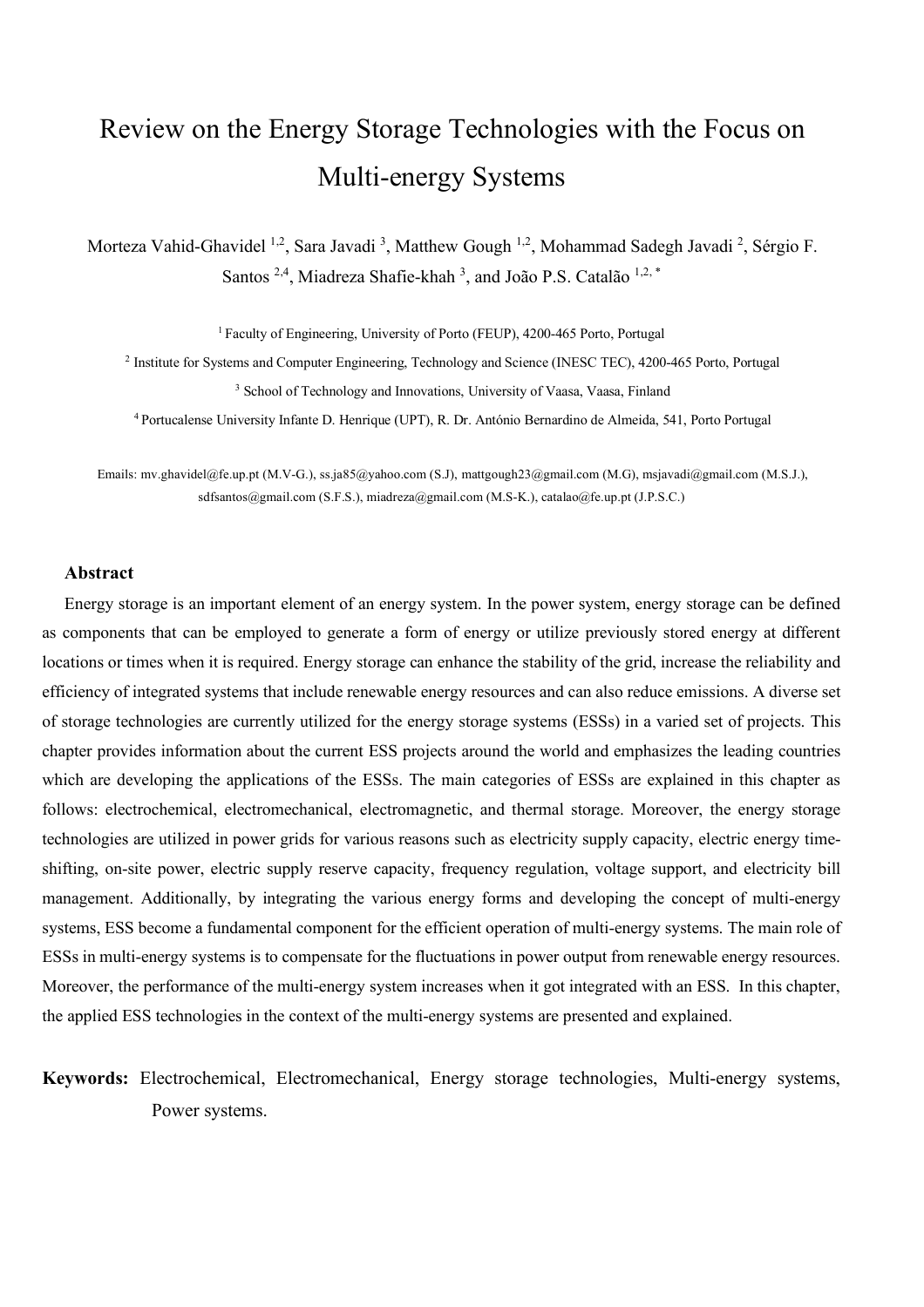# Review on the Energy Storage Technologies with the Focus on Multi-energy Systems

Morteza Vahid-Ghavidel [1,2], Sara Javadi [3], Matthew Gough [1,2], Mohammad Sadegh Javadi [2], Sérgio F. Santos [2,4], Miadreza Shafie-khah [3], and João P.S. Catalão [1,2,*]

[1] Faculty of Engineering, University of Porto (FEUP), 4200-465 Porto, Portugal

[2] Institute for Systems and Computer Engineering, Technology and Science (INESC TEC), 4200-465 Porto, Portugal

[3] School of Technology and Innovations, University of Vaasa, Vaasa, Finland

[4] Portucalense University Infante D. Henrique (UPT), R. Dr. António Bernardino de Almeida, 541, Porto Portugal

Emails: mv.ghavidel@fe.up.pt (M.V-G.), ss.ja85@yahoo.com (S.J), mattgough23@gmail.com (M.G), msjavadi@gmail.com (M.S.J.), sdfsantos@gmail.com (S.F.S.), miadreza@gmail.com (M.S-K.), catalao@fe.up.pt (J.P.S.C.)

## Abstract

Energy storage is an important element of an energy system. In the power system, energy storage can be defined as components that can be employed to generate a form of energy or utilize previously stored energy at different locations or times when it is required. Energy storage can enhance the stability of the grid, increase the reliability and efficiency of integrated systems that include renewable energy resources and can also reduce emissions. A diverse set of storage technologies are currently utilized for the energy storage systems (ESSs) in a varied set of projects. This chapter provides information about the current ESS projects around the world and emphasizes the leading countries which are developing the applications of the ESSs. The main categories of ESSs are explained in this chapter as follows: electrochemical, electromechanical, electromagnetic, and thermal storage. Moreover, the energy storage technologies are utilized in power grids for various reasons such as electricity supply capacity, electric energy time-shifting, on-site power, electric supply reserve capacity, frequency regulation, voltage support, and electricity bill management. Additionally, by integrating the various energy forms and developing the concept of multi-energy systems, ESS become a fundamental component for the efficient operation of multi-energy systems. The main role of ESSs in multi-energy systems is to compensate for the fluctuations in power output from renewable energy resources. Moreover, the performance of the multi-energy system increases when it got integrated with an ESS. In this chapter, the applied ESS technologies in the context of the multi-energy systems are presented and explained.

**Keywords:** Electrochemical, Electromechanical, Energy storage technologies, Multi-energy systems, Power systems.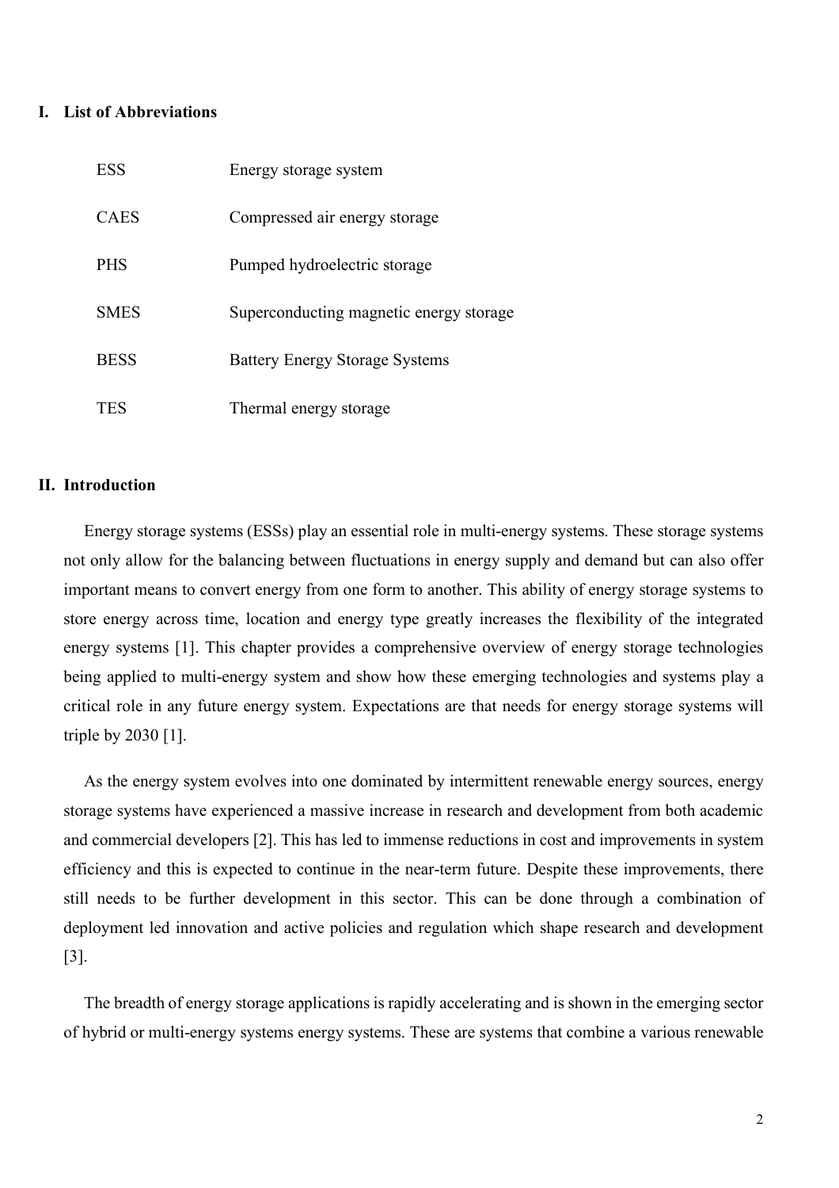## I. List of Abbreviations

| | |
|---|---|
| ESS | Energy storage system |
| CAES | Compressed air energy storage |
| PHS | Pumped hydroelectric storage |
| SMES | Superconducting magnetic energy storage |
| BESS | Battery Energy Storage Systems |
| TES | Thermal energy storage |

## II. Introduction

Energy storage systems (ESSs) play an essential role in multi-energy systems. These storage systems not only allow for the balancing between fluctuations in energy supply and demand but can also offer important means to convert energy from one form to another. This ability of energy storage systems to store energy across time, location and energy type greatly increases the flexibility of the integrated energy systems [1]. This chapter provides a comprehensive overview of energy storage technologies being applied to multi-energy system and show how these emerging technologies and systems play a critical role in any future energy system. Expectations are that needs for energy storage systems will triple by 2030 [1].

As the energy system evolves into one dominated by intermittent renewable energy sources, energy storage systems have experienced a massive increase in research and development from both academic and commercial developers [2]. This has led to immense reductions in cost and improvements in system efficiency and this is expected to continue in the near-term future. Despite these improvements, there still needs to be further development in this sector. This can be done through a combination of deployment led innovation and active policies and regulation which shape research and development [3].

The breadth of energy storage applications is rapidly accelerating and is shown in the emerging sector of hybrid or multi-energy systems energy systems. These are systems that combine a various renewable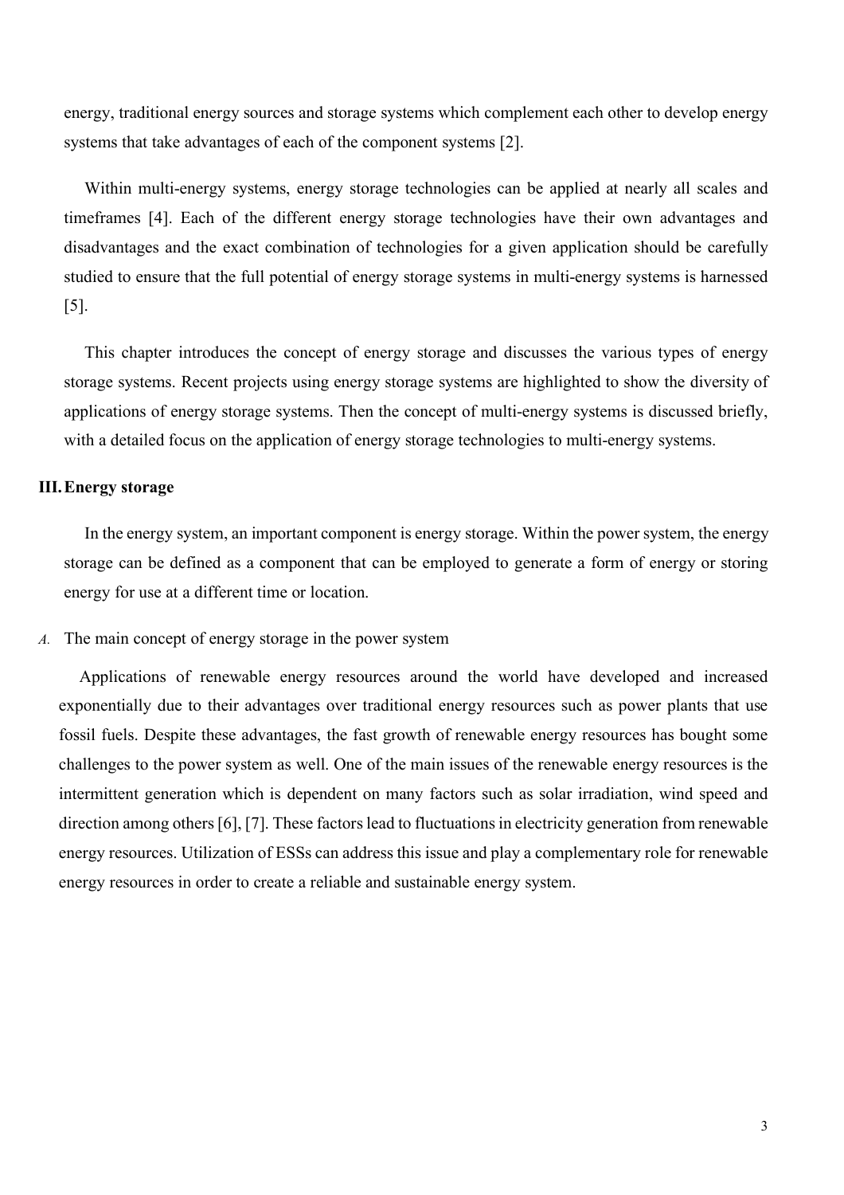energy, traditional energy sources and storage systems which complement each other to develop energy systems that take advantages of each of the component systems [2].

Within multi-energy systems, energy storage technologies can be applied at nearly all scales and timeframes [4]. Each of the different energy storage technologies have their own advantages and disadvantages and the exact combination of technologies for a given application should be carefully studied to ensure that the full potential of energy storage systems in multi-energy systems is harnessed [5].

This chapter introduces the concept of energy storage and discusses the various types of energy storage systems. Recent projects using energy storage systems are highlighted to show the diversity of applications of energy storage systems. Then the concept of multi-energy systems is discussed briefly, with a detailed focus on the application of energy storage technologies to multi-energy systems.

## III. Energy storage

In the energy system, an important component is energy storage. Within the power system, the energy storage can be defined as a component that can be employed to generate a form of energy or storing energy for use at a different time or location.

### *A.* The main concept of energy storage in the power system

Applications of renewable energy resources around the world have developed and increased exponentially due to their advantages over traditional energy resources such as power plants that use fossil fuels. Despite these advantages, the fast growth of renewable energy resources has bought some challenges to the power system as well. One of the main issues of the renewable energy resources is the intermittent generation which is dependent on many factors such as solar irradiation, wind speed and direction among others [6], [7]. These factors lead to fluctuations in electricity generation from renewable energy resources. Utilization of ESSs can address this issue and play a complementary role for renewable energy resources in order to create a reliable and sustainable energy system.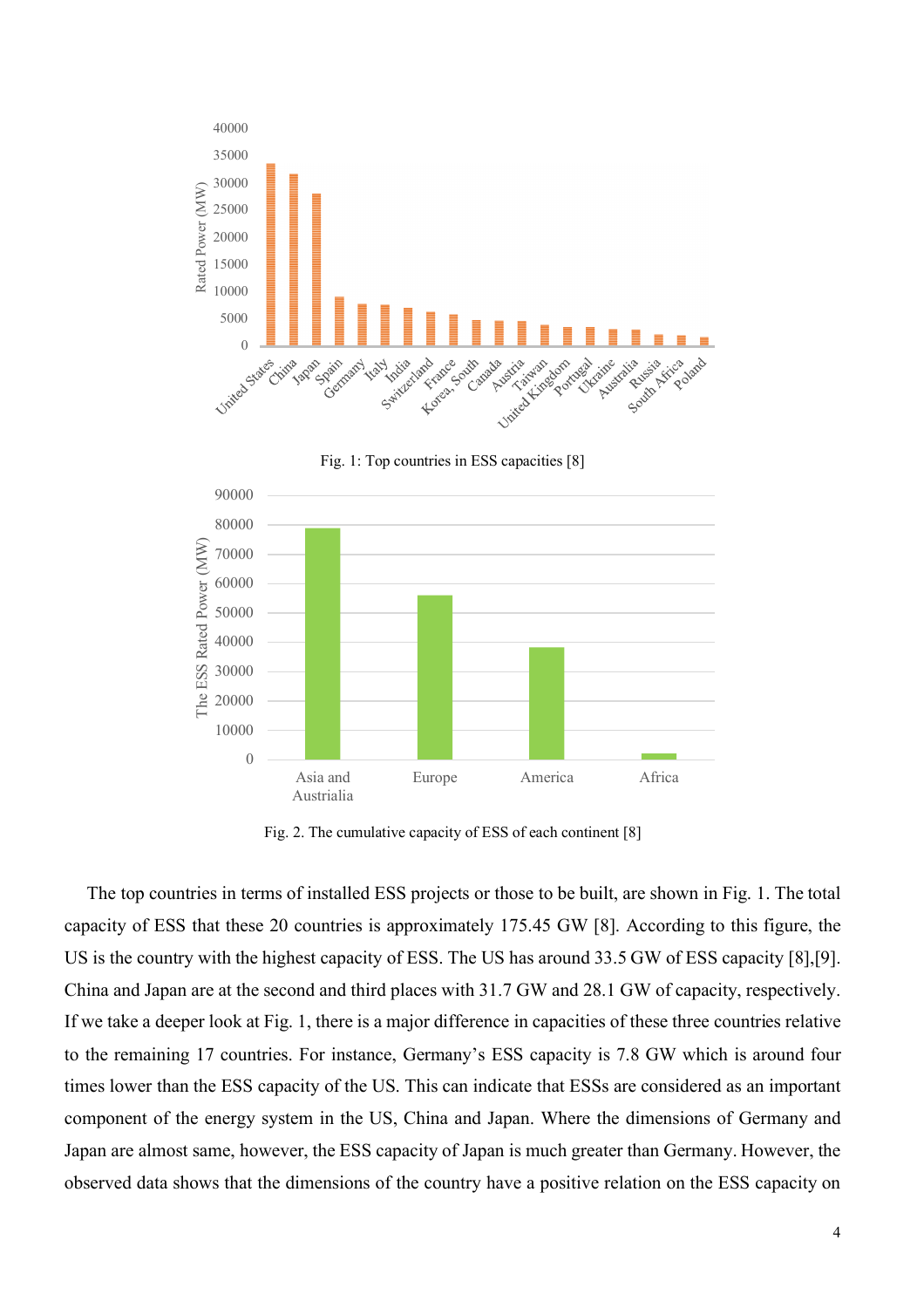Fig. 1: Top countries in ESS capacities [8]

Fig. 2. The cumulative capacity of ESS of each continent [8]

The top countries in terms of installed ESS projects or those to be built, are shown in Fig. 1. The total capacity of ESS that these 20 countries is approximately 175.45 GW [8]. According to this figure, the US is the country with the highest capacity of ESS. The US has around 33.5 GW of ESS capacity [8],[9]. China and Japan are at the second and third places with 31.7 GW and 28.1 GW of capacity, respectively. If we take a deeper look at Fig. 1, there is a major difference in capacities of these three countries relative to the remaining 17 countries. For instance, Germany's ESS capacity is 7.8 GW which is around four times lower than the ESS capacity of the US. This can indicate that ESSs are considered as an important component of the energy system in the US, China and Japan. Where the dimensions of Germany and Japan are almost same, however, the ESS capacity of Japan is much greater than Germany. However, the observed data shows that the dimensions of the country have a positive relation on the ESS capacity on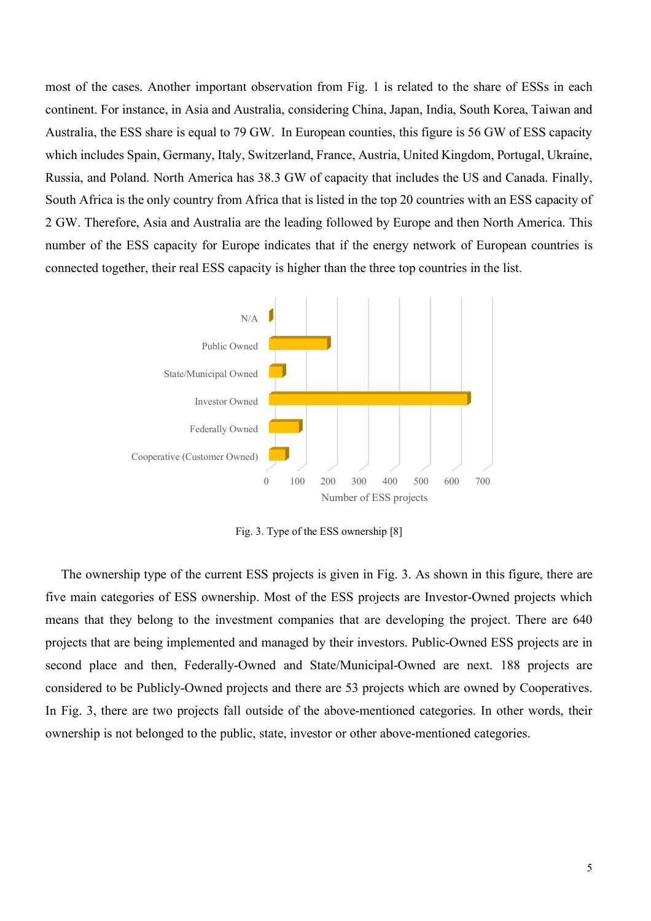most of the cases. Another important observation from Fig. 1 is related to the share of ESSs in each continent. For instance, in Asia and Australia, considering China, Japan, India, South Korea, Taiwan and Australia, the ESS share is equal to 79 GW. In European counties, this figure is 56 GW of ESS capacity which includes Spain, Germany, Italy, Switzerland, France, Austria, United Kingdom, Portugal, Ukraine, Russia, and Poland. North America has 38.3 GW of capacity that includes the US and Canada. Finally, South Africa is the only country from Africa that is listed in the top 20 countries with an ESS capacity of 2 GW. Therefore, Asia and Australia are the leading followed by Europe and then North America. This number of the ESS capacity for Europe indicates that if the energy network of European countries is connected together, their real ESS capacity is higher than the three top countries in the list.

Fig. 3. Type of the ESS ownership [8]

The ownership type of the current ESS projects is given in Fig. 3. As shown in this figure, there are five main categories of ESS ownership. Most of the ESS projects are Investor-Owned projects which means that they belong to the investment companies that are developing the project. There are 640 projects that are being implemented and managed by their investors. Public-Owned ESS projects are in second place and then, Federally-Owned and State/Municipal-Owned are next. 188 projects are considered to be Publicly-Owned projects and there are 53 projects which are owned by Cooperatives. In Fig. 3, there are two projects fall outside of the above-mentioned categories. In other words, their ownership is not belonged to the public, state, investor or other above-mentioned categories.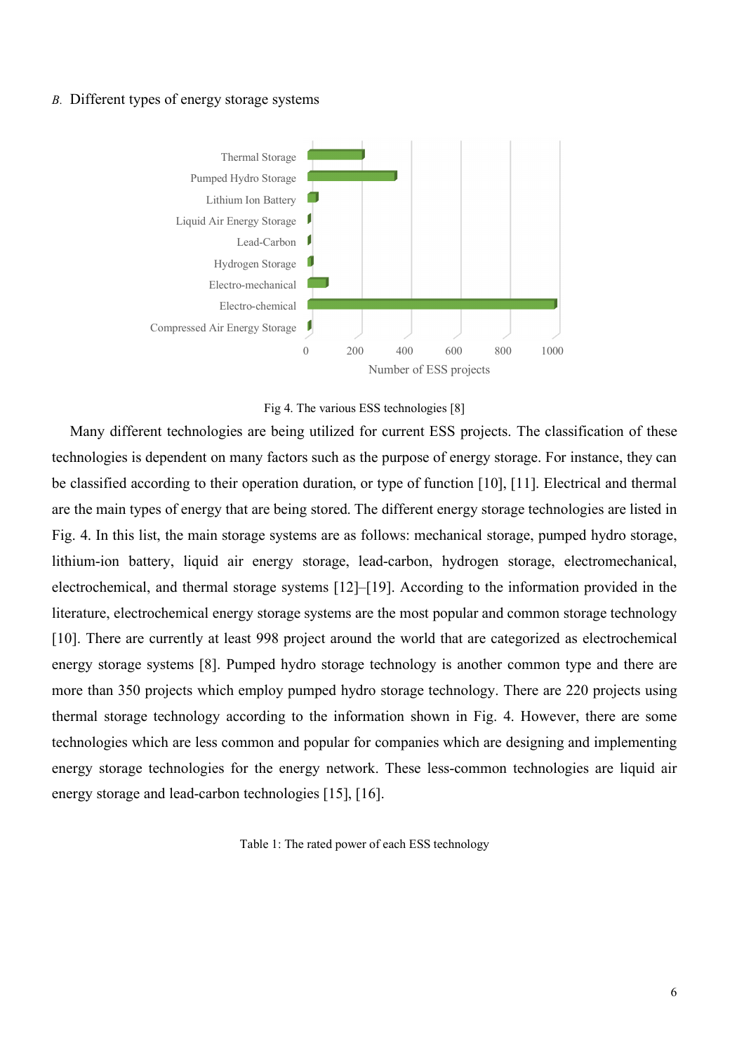*B.* Different types of energy storage systems

Fig 4. The various ESS technologies [8]

Many different technologies are being utilized for current ESS projects. The classification of these technologies is dependent on many factors such as the purpose of energy storage. For instance, they can be classified according to their operation duration, or type of function [10], [11]. Electrical and thermal are the main types of energy that are being stored. The different energy storage technologies are listed in Fig. 4. In this list, the main storage systems are as follows: mechanical storage, pumped hydro storage, lithium-ion battery, liquid air energy storage, lead-carbon, hydrogen storage, electromechanical, electrochemical, and thermal storage systems [12]–[19]. According to the information provided in the literature, electrochemical energy storage systems are the most popular and common storage technology [10]. There are currently at least 998 project around the world that are categorized as electrochemical energy storage systems [8]. Pumped hydro storage technology is another common type and there are more than 350 projects which employ pumped hydro storage technology. There are 220 projects using thermal storage technology according to the information shown in Fig. 4. However, there are some technologies which are less common and popular for companies which are designing and implementing energy storage technologies for the energy network. These less-common technologies are liquid air energy storage and lead-carbon technologies [15], [16].

Table 1: The rated power of each ESS technology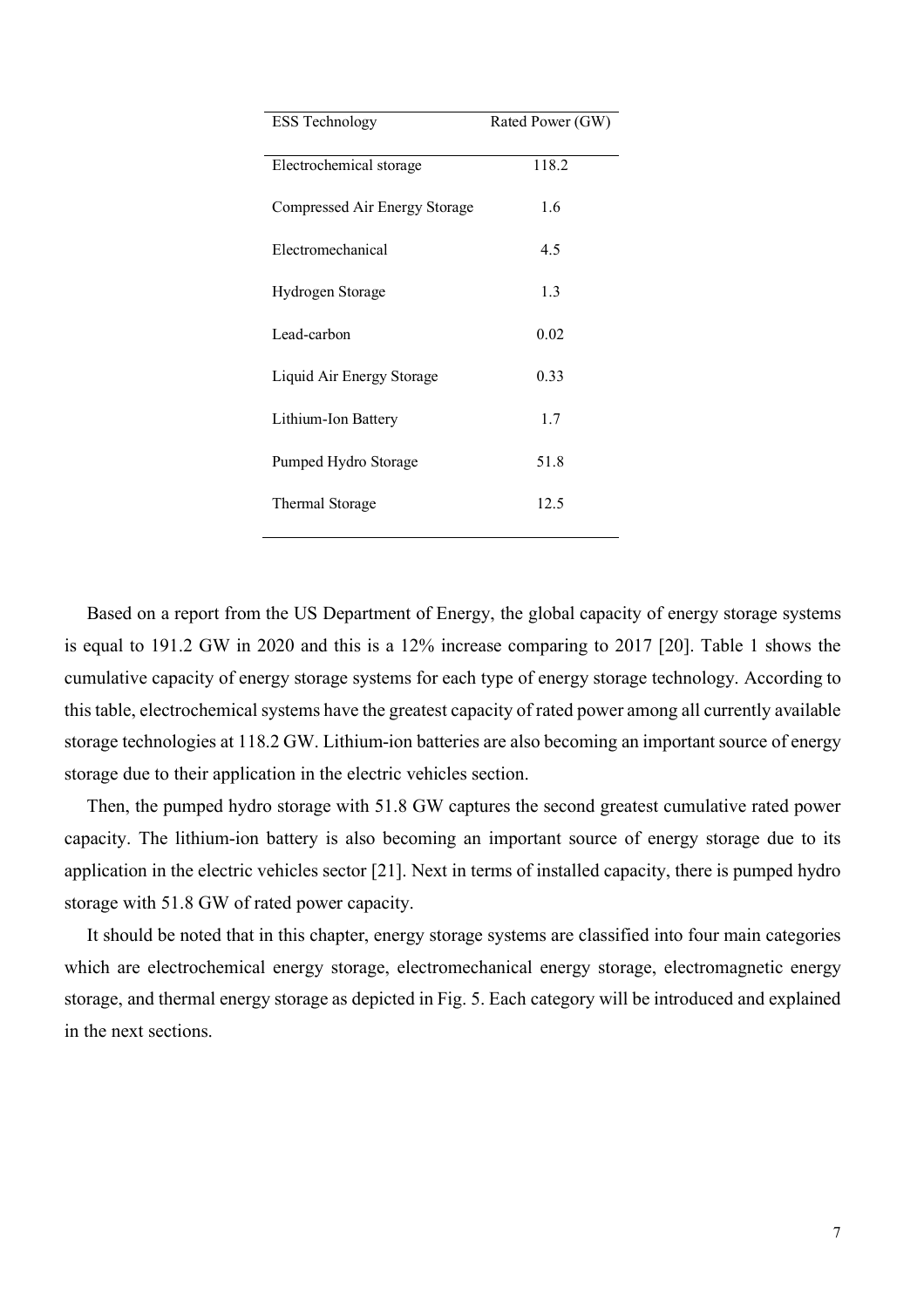| ESS Technology | Rated Power (GW) |
| --- | --- |
| Electrochemical storage | 118.2 |
| Compressed Air Energy Storage | 1.6 |
| Electromechanical | 4.5 |
| Hydrogen Storage | 1.3 |
| Lead-carbon | 0.02 |
| Liquid Air Energy Storage | 0.33 |
| Lithium-Ion Battery | 1.7 |
| Pumped Hydro Storage | 51.8 |
| Thermal Storage | 12.5 |

Based on a report from the US Department of Energy, the global capacity of energy storage systems is equal to 191.2 GW in 2020 and this is a 12% increase comparing to 2017 [20]. Table 1 shows the cumulative capacity of energy storage systems for each type of energy storage technology. According to this table, electrochemical systems have the greatest capacity of rated power among all currently available storage technologies at 118.2 GW. Lithium-ion batteries are also becoming an important source of energy storage due to their application in the electric vehicles section.

Then, the pumped hydro storage with 51.8 GW captures the second greatest cumulative rated power capacity. The lithium-ion battery is also becoming an important source of energy storage due to its application in the electric vehicles sector [21]. Next in terms of installed capacity, there is pumped hydro storage with 51.8 GW of rated power capacity.

It should be noted that in this chapter, energy storage systems are classified into four main categories which are electrochemical energy storage, electromechanical energy storage, electromagnetic energy storage, and thermal energy storage as depicted in Fig. 5. Each category will be introduced and explained in the next sections.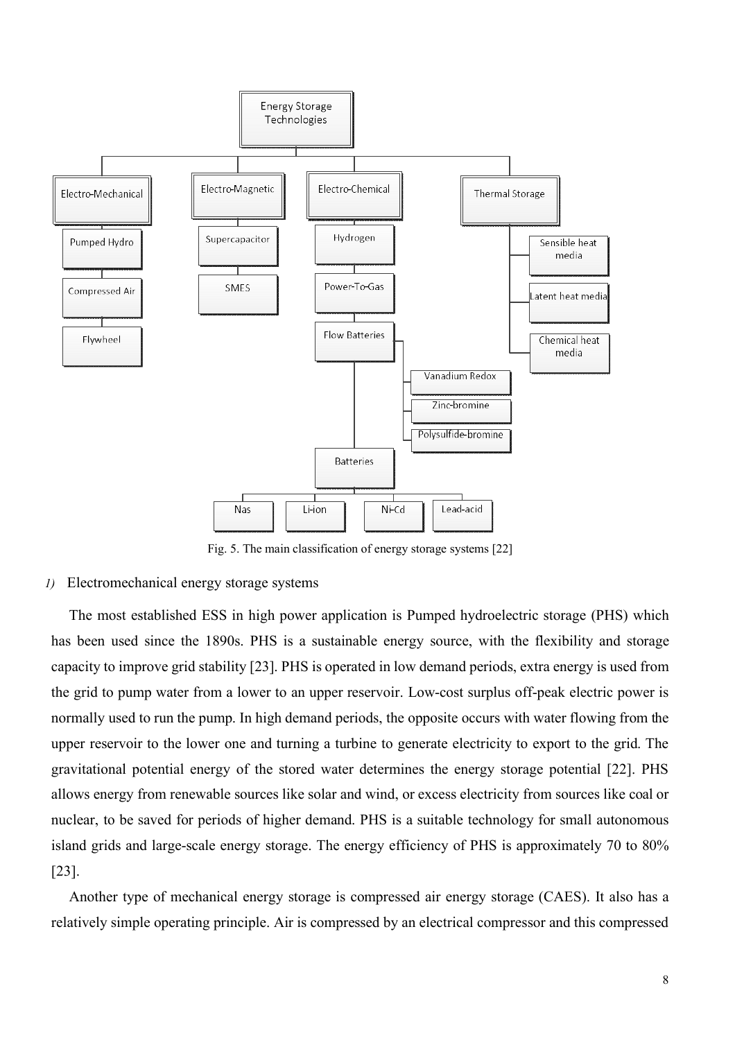Fig. 5. The main classification of energy storage systems [22]

*1)* Electromechanical energy storage systems

The most established ESS in high power application is Pumped hydroelectric storage (PHS) which has been used since the 1890s. PHS is a sustainable energy source, with the flexibility and storage capacity to improve grid stability [23]. PHS is operated in low demand periods, extra energy is used from the grid to pump water from a lower to an upper reservoir. Low-cost surplus off-peak electric power is normally used to run the pump. In high demand periods, the opposite occurs with water flowing from the upper reservoir to the lower one and turning a turbine to generate electricity to export to the grid. The gravitational potential energy of the stored water determines the energy storage potential [22]. PHS allows energy from renewable sources like solar and wind, or excess electricity from sources like coal or nuclear, to be saved for periods of higher demand. PHS is a suitable technology for small autonomous island grids and large-scale energy storage. The energy efficiency of PHS is approximately 70 to 80% [23].

Another type of mechanical energy storage is compressed air energy storage (CAES). It also has a relatively simple operating principle. Air is compressed by an electrical compressor and this compressed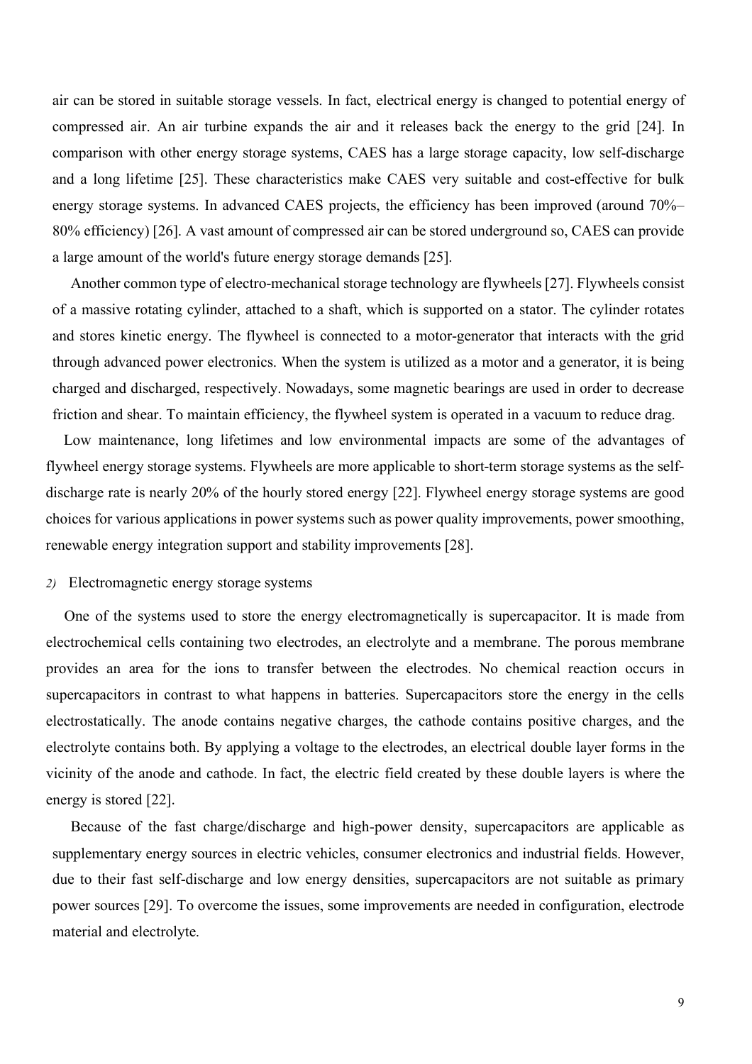air can be stored in suitable storage vessels. In fact, electrical energy is changed to potential energy of compressed air. An air turbine expands the air and it releases back the energy to the grid [24]. In comparison with other energy storage systems, CAES has a large storage capacity, low self-discharge and a long lifetime [25]. These characteristics make CAES very suitable and cost-effective for bulk energy storage systems. In advanced CAES projects, the efficiency has been improved (around 70%–80% efficiency) [26]. A vast amount of compressed air can be stored underground so, CAES can provide a large amount of the world's future energy storage demands [25].

Another common type of electro-mechanical storage technology are flywheels [27]. Flywheels consist of a massive rotating cylinder, attached to a shaft, which is supported on a stator. The cylinder rotates and stores kinetic energy. The flywheel is connected to a motor-generator that interacts with the grid through advanced power electronics. When the system is utilized as a motor and a generator, it is being charged and discharged, respectively. Nowadays, some magnetic bearings are used in order to decrease friction and shear. To maintain efficiency, the flywheel system is operated in a vacuum to reduce drag.

Low maintenance, long lifetimes and low environmental impacts are some of the advantages of flywheel energy storage systems. Flywheels are more applicable to short-term storage systems as the self-discharge rate is nearly 20% of the hourly stored energy [22]. Flywheel energy storage systems are good choices for various applications in power systems such as power quality improvements, power smoothing, renewable energy integration support and stability improvements [28].

*2)* Electromagnetic energy storage systems

One of the systems used to store the energy electromagnetically is supercapacitor. It is made from electrochemical cells containing two electrodes, an electrolyte and a membrane. The porous membrane provides an area for the ions to transfer between the electrodes. No chemical reaction occurs in supercapacitors in contrast to what happens in batteries. Supercapacitors store the energy in the cells electrostatically. The anode contains negative charges, the cathode contains positive charges, and the electrolyte contains both. By applying a voltage to the electrodes, an electrical double layer forms in the vicinity of the anode and cathode. In fact, the electric field created by these double layers is where the energy is stored [22].

Because of the fast charge/discharge and high-power density, supercapacitors are applicable as supplementary energy sources in electric vehicles, consumer electronics and industrial fields. However, due to their fast self-discharge and low energy densities, supercapacitors are not suitable as primary power sources [29]. To overcome the issues, some improvements are needed in configuration, electrode material and electrolyte.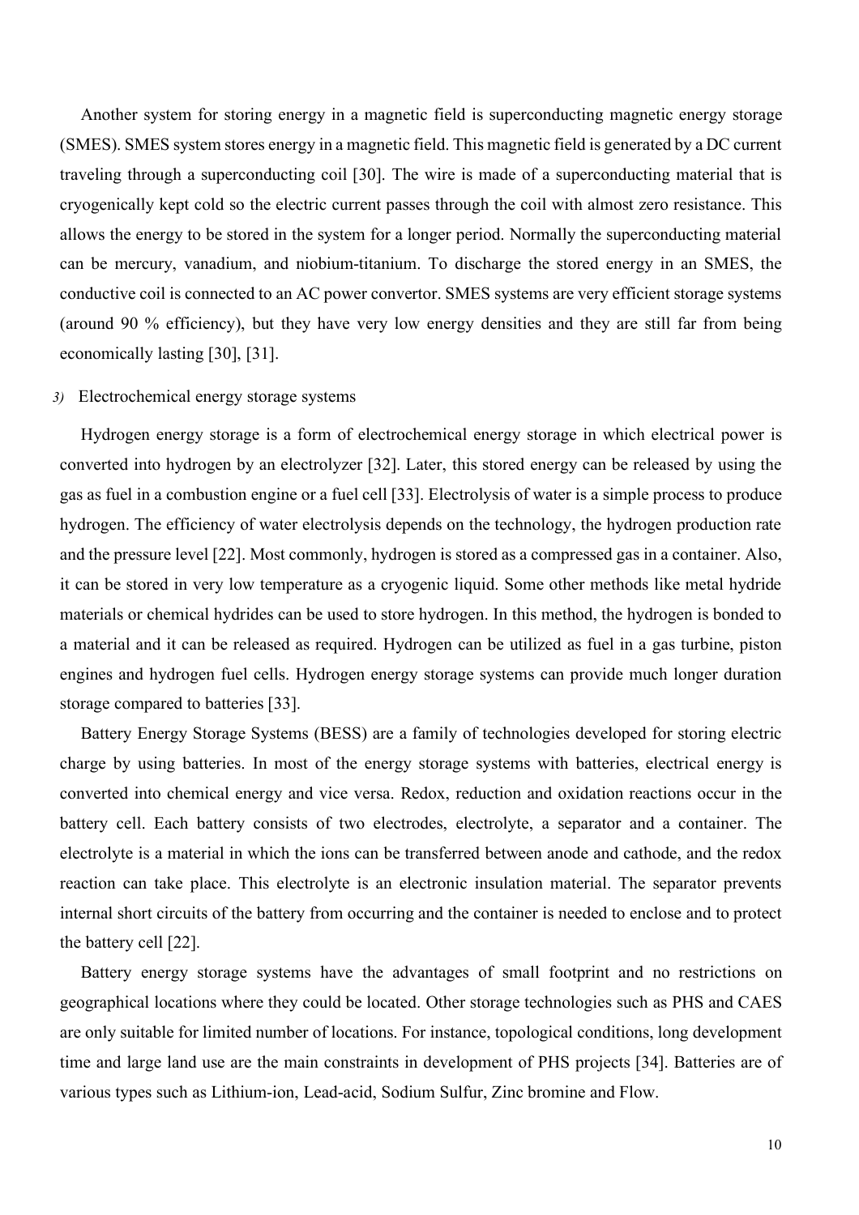Another system for storing energy in a magnetic field is superconducting magnetic energy storage (SMES). SMES system stores energy in a magnetic field. This magnetic field is generated by a DC current traveling through a superconducting coil [30]. The wire is made of a superconducting material that is cryogenically kept cold so the electric current passes through the coil with almost zero resistance. This allows the energy to be stored in the system for a longer period. Normally the superconducting material can be mercury, vanadium, and niobium-titanium. To discharge the stored energy in an SMES, the conductive coil is connected to an AC power convertor. SMES systems are very efficient storage systems (around 90 % efficiency), but they have very low energy densities and they are still far from being economically lasting [30], [31].

### *3)* Electrochemical energy storage systems

Hydrogen energy storage is a form of electrochemical energy storage in which electrical power is converted into hydrogen by an electrolyzer [32]. Later, this stored energy can be released by using the gas as fuel in a combustion engine or a fuel cell [33]. Electrolysis of water is a simple process to produce hydrogen. The efficiency of water electrolysis depends on the technology, the hydrogen production rate and the pressure level [22]. Most commonly, hydrogen is stored as a compressed gas in a container. Also, it can be stored in very low temperature as a cryogenic liquid. Some other methods like metal hydride materials or chemical hydrides can be used to store hydrogen. In this method, the hydrogen is bonded to a material and it can be released as required. Hydrogen can be utilized as fuel in a gas turbine, piston engines and hydrogen fuel cells. Hydrogen energy storage systems can provide much longer duration storage compared to batteries [33].

Battery Energy Storage Systems (BESS) are a family of technologies developed for storing electric charge by using batteries. In most of the energy storage systems with batteries, electrical energy is converted into chemical energy and vice versa. Redox, reduction and oxidation reactions occur in the battery cell. Each battery consists of two electrodes, electrolyte, a separator and a container. The electrolyte is a material in which the ions can be transferred between anode and cathode, and the redox reaction can take place. This electrolyte is an electronic insulation material. The separator prevents internal short circuits of the battery from occurring and the container is needed to enclose and to protect the battery cell [22].

Battery energy storage systems have the advantages of small footprint and no restrictions on geographical locations where they could be located. Other storage technologies such as PHS and CAES are only suitable for limited number of locations. For instance, topological conditions, long development time and large land use are the main constraints in development of PHS projects [34]. Batteries are of various types such as Lithium-ion, Lead-acid, Sodium Sulfur, Zinc bromine and Flow.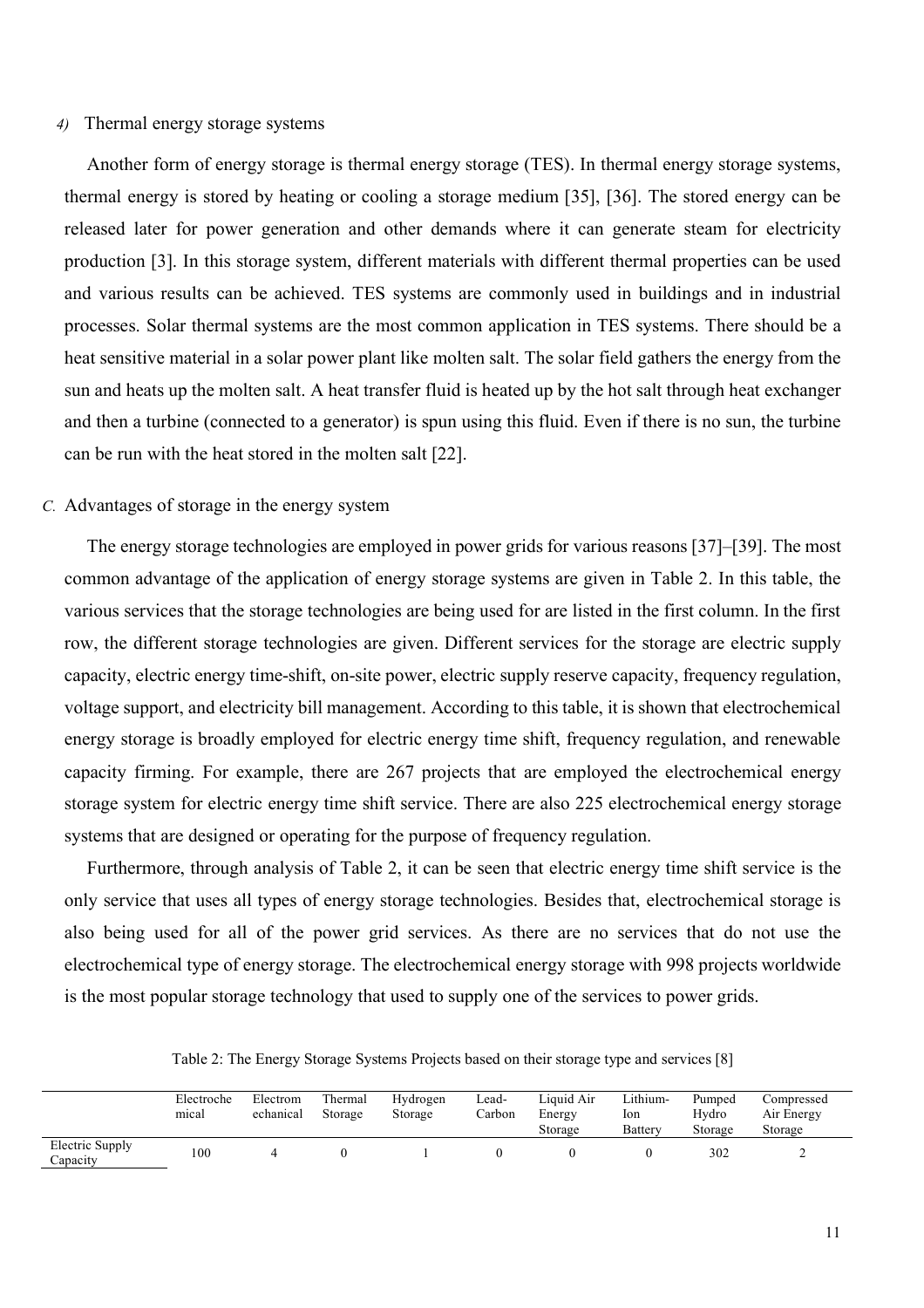#### 4) Thermal energy storage systems

Another form of energy storage is thermal energy storage (TES). In thermal energy storage systems, thermal energy is stored by heating or cooling a storage medium [35], [36]. The stored energy can be released later for power generation and other demands where it can generate steam for electricity production [3]. In this storage system, different materials with different thermal properties can be used and various results can be achieved. TES systems are commonly used in buildings and in industrial processes. Solar thermal systems are the most common application in TES systems. There should be a heat sensitive material in a solar power plant like molten salt. The solar field gathers the energy from the sun and heats up the molten salt. A heat transfer fluid is heated up by the hot salt through heat exchanger and then a turbine (connected to a generator) is spun using this fluid. Even if there is no sun, the turbine can be run with the heat stored in the molten salt [22].

### C. Advantages of storage in the energy system

The energy storage technologies are employed in power grids for various reasons [37]–[39]. The most common advantage of the application of energy storage systems are given in Table 2. In this table, the various services that the storage technologies are being used for are listed in the first column. In the first row, the different storage technologies are given. Different services for the storage are electric supply capacity, electric energy time-shift, on-site power, electric supply reserve capacity, frequency regulation, voltage support, and electricity bill management. According to this table, it is shown that electrochemical energy storage is broadly employed for electric energy time shift, frequency regulation, and renewable capacity firming. For example, there are 267 projects that are employed the electrochemical energy storage system for electric energy time shift service. There are also 225 electrochemical energy storage systems that are designed or operating for the purpose of frequency regulation.

Furthermore, through analysis of Table 2, it can be seen that electric energy time shift service is the only service that uses all types of energy storage technologies. Besides that, electrochemical storage is also being used for all of the power grid services. As there are no services that do not use the electrochemical type of energy storage. The electrochemical energy storage with 998 projects worldwide is the most popular storage technology that used to supply one of the services to power grids.

Table 2: The Energy Storage Systems Projects based on their storage type and services [8]

| | Electrochemical | Electromechanical | Thermal Storage | Hydrogen Storage | Lead-Carbon | Liquid Air Energy Storage | Lithium-Ion Battery | Pumped Hydro Storage | Compressed Air Energy Storage |
|---|---|---|---|---|---|---|---|---|---|
| Electric Supply Capacity | 100 | 4 | 0 | 1 | 0 | 0 | 0 | 302 | 2 |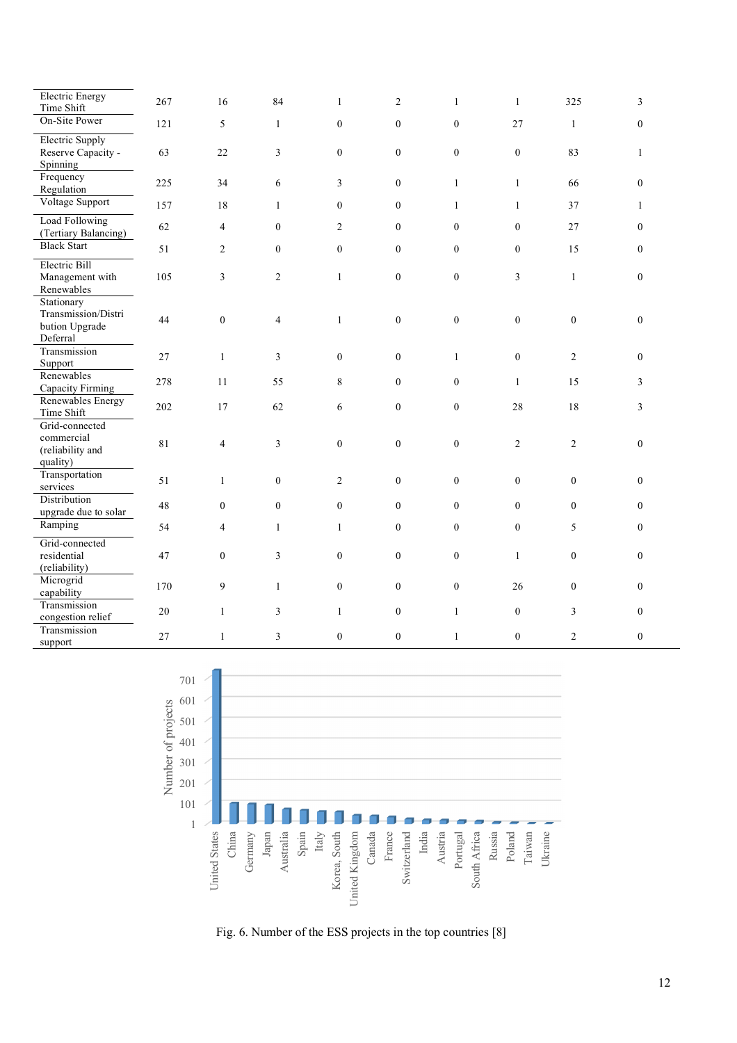| | | | | | | | | | |
|---|---|---|---|---|---|---|---|---|---|
| Electric Energy Time Shift | 267 | 16 | 84 | 1 | 2 | 1 | 1 | 325 | 3 |
| On-Site Power | 121 | 5 | 1 | 0 | 0 | 0 | 27 | 1 | 0 |
| Electric Supply Reserve Capacity - Spinning | 63 | 22 | 3 | 0 | 0 | 0 | 0 | 83 | 1 |
| Frequency Regulation | 225 | 34 | 6 | 3 | 0 | 1 | 1 | 66 | 0 |
| Voltage Support | 157 | 18 | 1 | 0 | 0 | 1 | 1 | 37 | 1 |
| Load Following (Tertiary Balancing) | 62 | 4 | 0 | 2 | 0 | 0 | 0 | 27 | 0 |
| Black Start | 51 | 2 | 0 | 0 | 0 | 0 | 0 | 15 | 0 |
| Electric Bill Management with Renewables | 105 | 3 | 2 | 1 | 0 | 0 | 3 | 1 | 0 |
| Stationary Transmission/Distribution Upgrade Deferral | 44 | 0 | 4 | 1 | 0 | 0 | 0 | 0 | 0 |
| Transmission Support | 27 | 1 | 3 | 0 | 0 | 1 | 0 | 2 | 0 |
| Renewables Capacity Firming | 278 | 11 | 55 | 8 | 0 | 0 | 1 | 15 | 3 |
| Renewables Energy Time Shift | 202 | 17 | 62 | 6 | 0 | 0 | 28 | 18 | 3 |
| Grid-connected commercial (reliability and quality) | 81 | 4 | 3 | 0 | 0 | 0 | 2 | 2 | 0 |
| Transportation services | 51 | 1 | 0 | 2 | 0 | 0 | 0 | 0 | 0 |
| Distribution upgrade due to solar | 48 | 0 | 0 | 0 | 0 | 0 | 0 | 0 | 0 |
| Ramping | 54 | 4 | 1 | 1 | 0 | 0 | 0 | 5 | 0 |
| Grid-connected residential (reliability) | 47 | 0 | 3 | 0 | 0 | 0 | 1 | 0 | 0 |
| Microgrid capability | 170 | 9 | 1 | 0 | 0 | 0 | 26 | 0 | 0 |
| Transmission congestion relief | 20 | 1 | 3 | 1 | 0 | 1 | 0 | 3 | 0 |
| Transmission support | 27 | 1 | 3 | 0 | 0 | 1 | 0 | 2 | 0 |

Fig. 6. Number of the ESS projects in the top countries [8]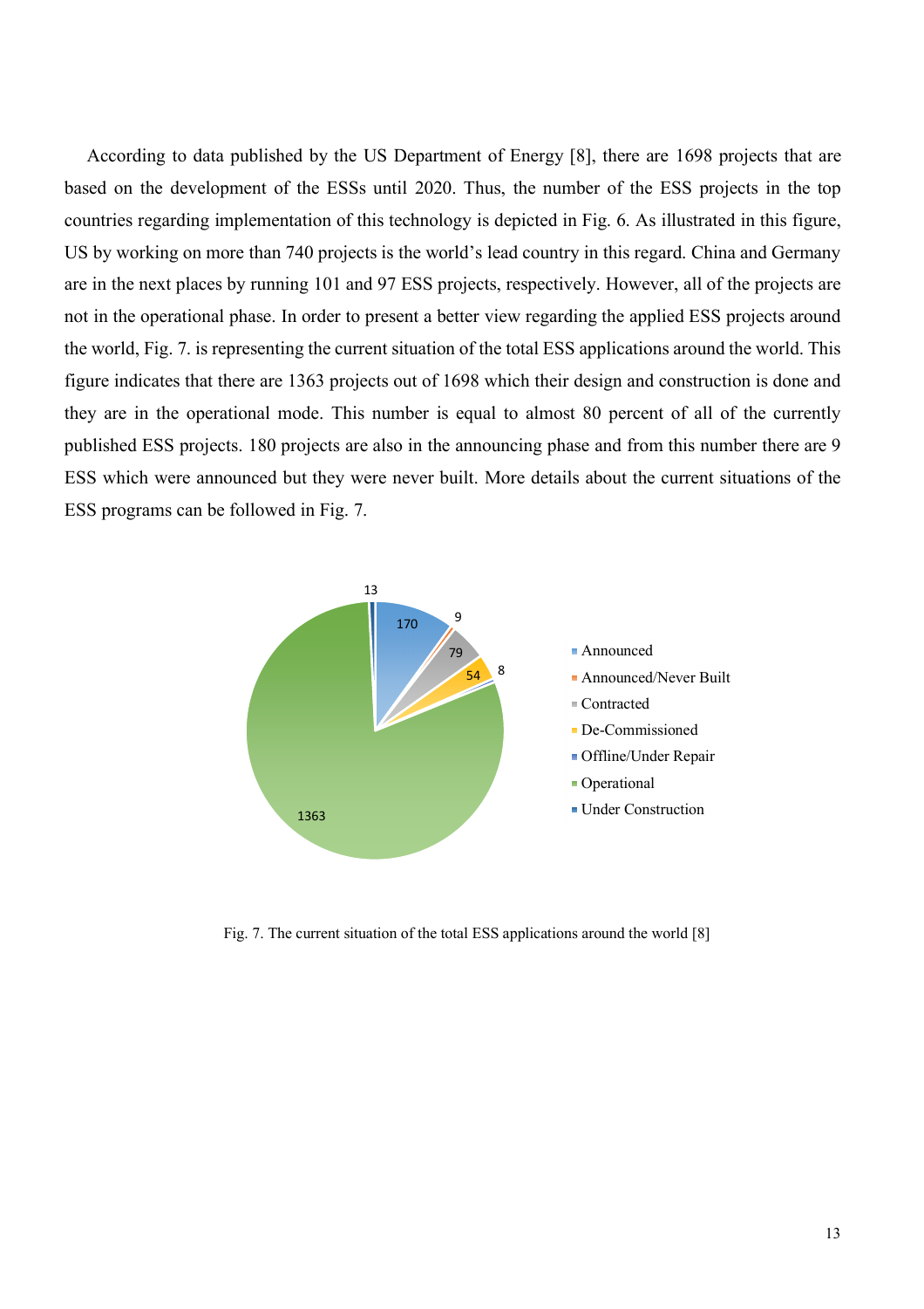According to data published by the US Department of Energy [8], there are 1698 projects that are based on the development of the ESSs until 2020. Thus, the number of the ESS projects in the top countries regarding implementation of this technology is depicted in Fig. 6. As illustrated in this figure, US by working on more than 740 projects is the world's lead country in this regard. China and Germany are in the next places by running 101 and 97 ESS projects, respectively. However, all of the projects are not in the operational phase. In order to present a better view regarding the applied ESS projects around the world, Fig. 7. is representing the current situation of the total ESS applications around the world. This figure indicates that there are 1363 projects out of 1698 which their design and construction is done and they are in the operational mode. This number is equal to almost 80 percent of all of the currently published ESS projects. 180 projects are also in the announcing phase and from this number there are 9 ESS which were announced but they were never built. More details about the current situations of the ESS programs can be followed in Fig. 7.

Fig. 7. The current situation of the total ESS applications around the world [8]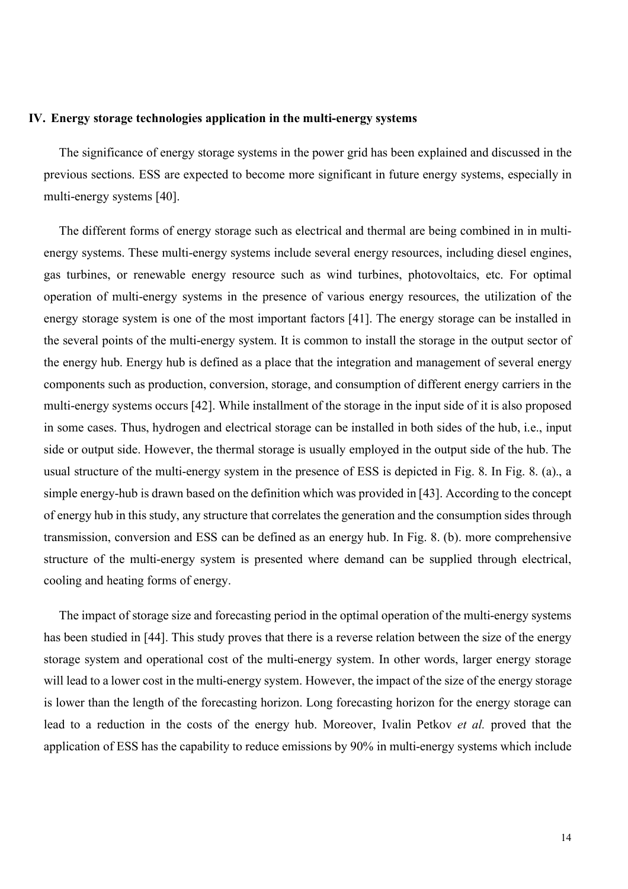## IV. Energy storage technologies application in the multi-energy systems

The significance of energy storage systems in the power grid has been explained and discussed in the previous sections. ESS are expected to become more significant in future energy systems, especially in multi-energy systems [40].

The different forms of energy storage such as electrical and thermal are being combined in in multi-energy systems. These multi-energy systems include several energy resources, including diesel engines, gas turbines, or renewable energy resource such as wind turbines, photovoltaics, etc. For optimal operation of multi-energy systems in the presence of various energy resources, the utilization of the energy storage system is one of the most important factors [41]. The energy storage can be installed in the several points of the multi-energy system. It is common to install the storage in the output sector of the energy hub. Energy hub is defined as a place that the integration and management of several energy components such as production, conversion, storage, and consumption of different energy carriers in the multi-energy systems occurs [42]. While installment of the storage in the input side of it is also proposed in some cases. Thus, hydrogen and electrical storage can be installed in both sides of the hub, i.e., input side or output side. However, the thermal storage is usually employed in the output side of the hub. The usual structure of the multi-energy system in the presence of ESS is depicted in Fig. 8. In Fig. 8. (a)., a simple energy-hub is drawn based on the definition which was provided in [43]. According to the concept of energy hub in this study, any structure that correlates the generation and the consumption sides through transmission, conversion and ESS can be defined as an energy hub. In Fig. 8. (b). more comprehensive structure of the multi-energy system is presented where demand can be supplied through electrical, cooling and heating forms of energy.

The impact of storage size and forecasting period in the optimal operation of the multi-energy systems has been studied in [44]. This study proves that there is a reverse relation between the size of the energy storage system and operational cost of the multi-energy system. In other words, larger energy storage will lead to a lower cost in the multi-energy system. However, the impact of the size of the energy storage is lower than the length of the forecasting horizon. Long forecasting horizon for the energy storage can lead to a reduction in the costs of the energy hub. Moreover, Ivalin Petkov *et al.* proved that the application of ESS has the capability to reduce emissions by 90% in multi-energy systems which include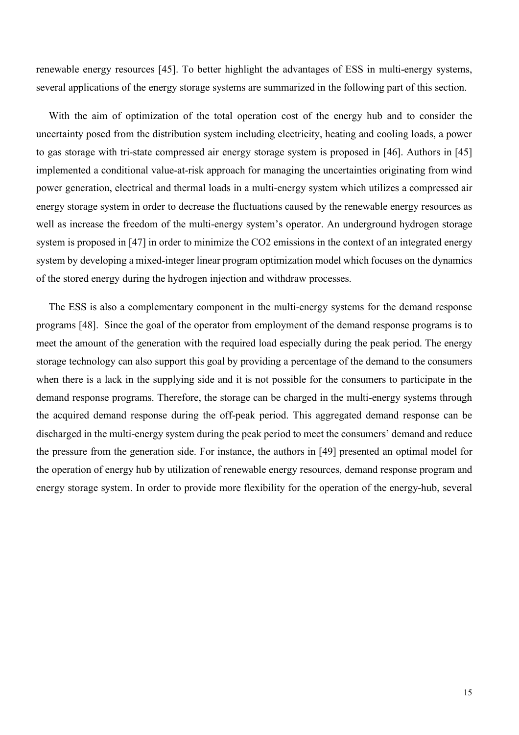renewable energy resources [45]. To better highlight the advantages of ESS in multi-energy systems, several applications of the energy storage systems are summarized in the following part of this section.

With the aim of optimization of the total operation cost of the energy hub and to consider the uncertainty posed from the distribution system including electricity, heating and cooling loads, a power to gas storage with tri-state compressed air energy storage system is proposed in [46]. Authors in [45] implemented a conditional value-at-risk approach for managing the uncertainties originating from wind power generation, electrical and thermal loads in a multi-energy system which utilizes a compressed air energy storage system in order to decrease the fluctuations caused by the renewable energy resources as well as increase the freedom of the multi-energy system's operator. An underground hydrogen storage system is proposed in [47] in order to minimize the $CO_2$ emissions in the context of an integrated energy system by developing a mixed-integer linear program optimization model which focuses on the dynamics of the stored energy during the hydrogen injection and withdraw processes.

The ESS is also a complementary component in the multi-energy systems for the demand response programs [48]. Since the goal of the operator from employment of the demand response programs is to meet the amount of the generation with the required load especially during the peak period. The energy storage technology can also support this goal by providing a percentage of the demand to the consumers when there is a lack in the supplying side and it is not possible for the consumers to participate in the demand response programs. Therefore, the storage can be charged in the multi-energy systems through the acquired demand response during the off-peak period. This aggregated demand response can be discharged in the multi-energy system during the peak period to meet the consumers' demand and reduce the pressure from the generation side. For instance, the authors in [49] presented an optimal model for the operation of energy hub by utilization of renewable energy resources, demand response program and energy storage system. In order to provide more flexibility for the operation of the energy-hub, several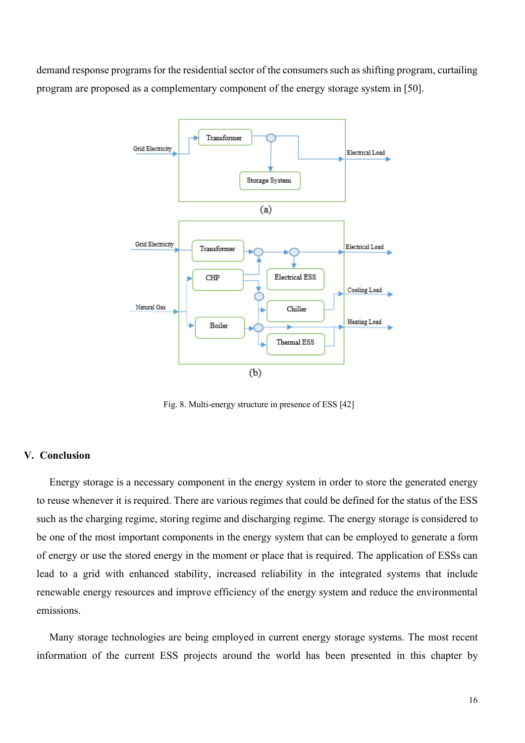demand response programs for the residential sector of the consumers such as shifting program, curtailing program are proposed as a complementary component of the energy storage system in [50].

Fig. 8. Multi-energy structure in presence of ESS [42]

## V. Conclusion

Energy storage is a necessary component in the energy system in order to store the generated energy to reuse whenever it is required. There are various regimes that could be defined for the status of the ESS such as the charging regime, storing regime and discharging regime. The energy storage is considered to be one of the most important components in the energy system that can be employed to generate a form of energy or use the stored energy in the moment or place that is required. The application of ESSs can lead to a grid with enhanced stability, increased reliability in the integrated systems that include renewable energy resources and improve efficiency of the energy system and reduce the environmental emissions.

Many storage technologies are being employed in current energy storage systems. The most recent information of the current ESS projects around the world has been presented in this chapter by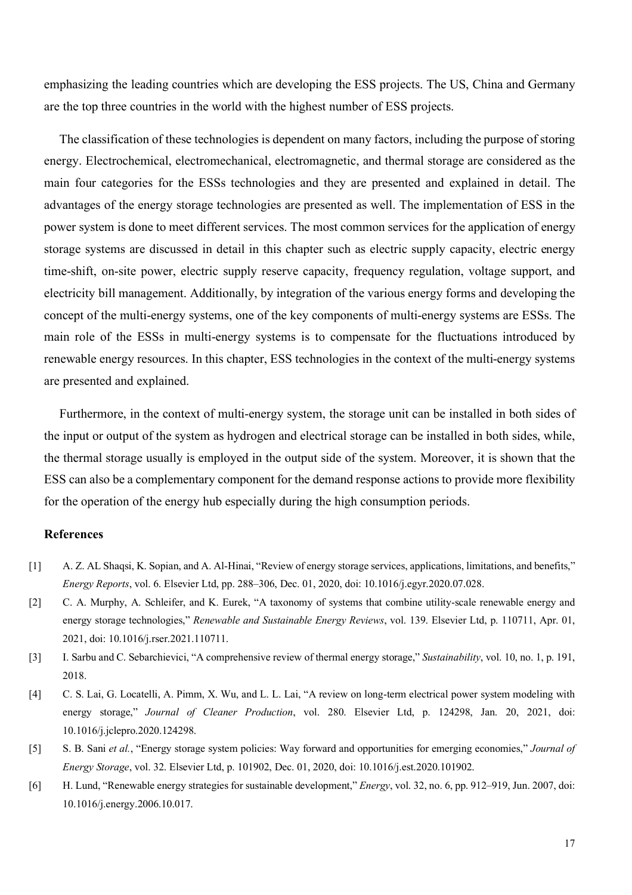emphasizing the leading countries which are developing the ESS projects. The US, China and Germany are the top three countries in the world with the highest number of ESS projects.

The classification of these technologies is dependent on many factors, including the purpose of storing energy. Electrochemical, electromechanical, electromagnetic, and thermal storage are considered as the main four categories for the ESSs technologies and they are presented and explained in detail. The advantages of the energy storage technologies are presented as well. The implementation of ESS in the power system is done to meet different services. The most common services for the application of energy storage systems are discussed in detail in this chapter such as electric supply capacity, electric energy time-shift, on-site power, electric supply reserve capacity, frequency regulation, voltage support, and electricity bill management. Additionally, by integration of the various energy forms and developing the concept of the multi-energy systems, one of the key components of multi-energy systems are ESSs. The main role of the ESSs in multi-energy systems is to compensate for the fluctuations introduced by renewable energy resources. In this chapter, ESS technologies in the context of the multi-energy systems are presented and explained.

Furthermore, in the context of multi-energy system, the storage unit can be installed in both sides of the input or output of the system as hydrogen and electrical storage can be installed in both sides, while, the thermal storage usually is employed in the output side of the system. Moreover, it is shown that the ESS can also be a complementary component for the demand response actions to provide more flexibility for the operation of the energy hub especially during the high consumption periods.

## References

[1] A. Z. AL Shaqsi, K. Sopian, and A. Al-Hinai, "Review of energy storage services, applications, limitations, and benefits," *Energy Reports*, vol. 6. Elsevier Ltd, pp. 288–306, Dec. 01, 2020, doi: 10.1016/j.egyr.2020.07.028.

[2] C. A. Murphy, A. Schleifer, and K. Eurek, "A taxonomy of systems that combine utility-scale renewable energy and energy storage technologies," *Renewable and Sustainable Energy Reviews*, vol. 139. Elsevier Ltd, p. 110711, Apr. 01, 2021, doi: 10.1016/j.rser.2021.110711.

[3] I. Sarbu and C. Sebarchievici, "A comprehensive review of thermal energy storage," *Sustainability*, vol. 10, no. 1, p. 191, 2018.

[4] C. S. Lai, G. Locatelli, A. Pimm, X. Wu, and L. L. Lai, "A review on long-term electrical power system modeling with energy storage," *Journal of Cleaner Production*, vol. 280. Elsevier Ltd, p. 124298, Jan. 20, 2021, doi: 10.1016/j.jclepro.2020.124298.

[5] S. B. Sani *et al.*, "Energy storage system policies: Way forward and opportunities for emerging economies," *Journal of Energy Storage*, vol. 32. Elsevier Ltd, p. 101902, Dec. 01, 2020, doi: 10.1016/j.est.2020.101902.

[6] H. Lund, "Renewable energy strategies for sustainable development," *Energy*, vol. 32, no. 6, pp. 912–919, Jun. 2007, doi: 10.1016/j.energy.2006.10.017.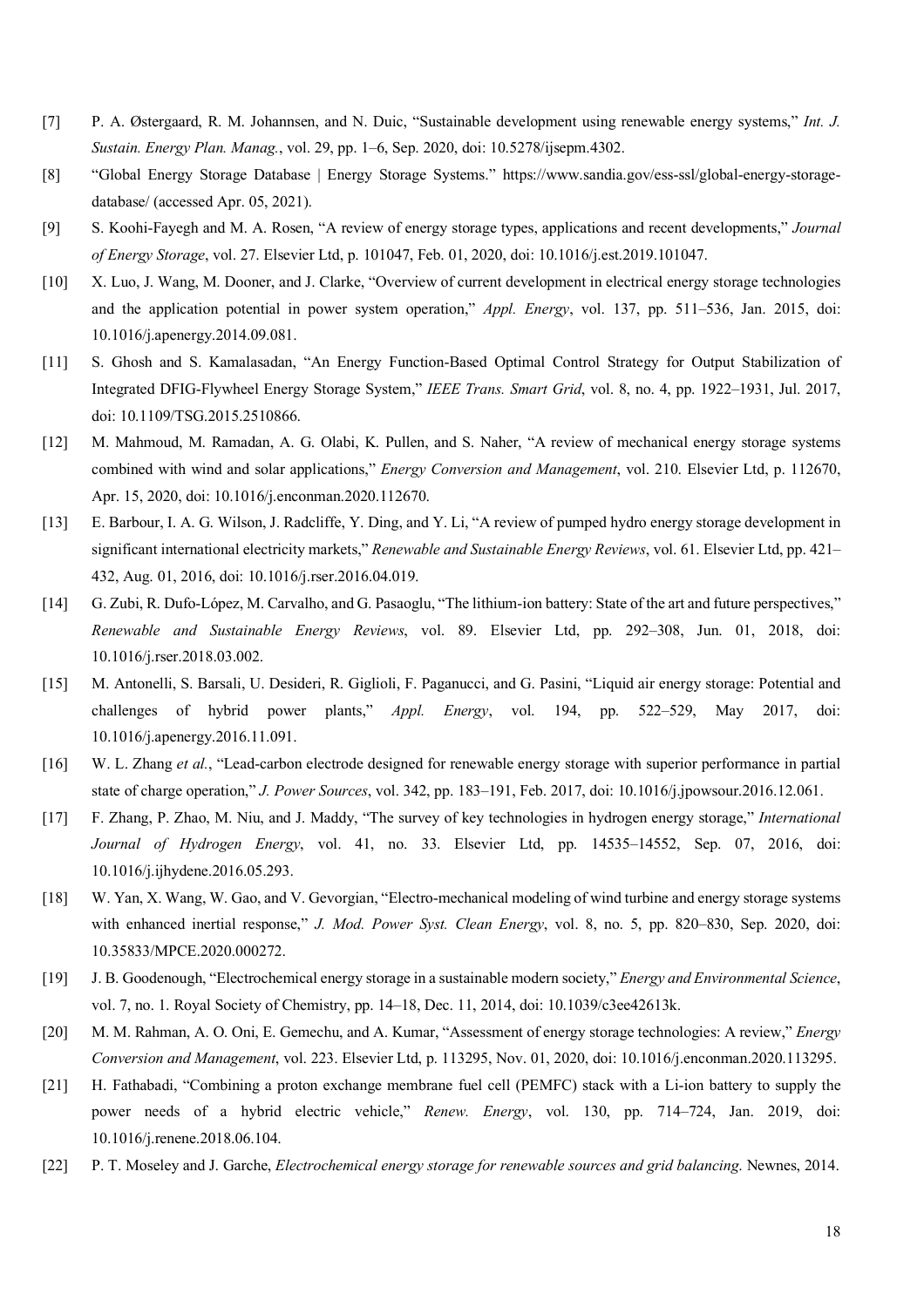[7] P. A. Østergaard, R. M. Johannsen, and N. Duic, "Sustainable development using renewable energy systems," *Int. J. Sustain. Energy Plan. Manag.*, vol. 29, pp. 1–6, Sep. 2020, doi: 10.5278/ijsepm.4302.

[8] "Global Energy Storage Database | Energy Storage Systems." https://www.sandia.gov/ess-ssl/global-energy-storage-database/ (accessed Apr. 05, 2021).

[9] S. Koohi-Fayegh and M. A. Rosen, "A review of energy storage types, applications and recent developments," *Journal of Energy Storage*, vol. 27. Elsevier Ltd, p. 101047, Feb. 01, 2020, doi: 10.1016/j.est.2019.101047.

[10] X. Luo, J. Wang, M. Dooner, and J. Clarke, "Overview of current development in electrical energy storage technologies and the application potential in power system operation," *Appl. Energy*, vol. 137, pp. 511–536, Jan. 2015, doi: 10.1016/j.apenergy.2014.09.081.

[11] S. Ghosh and S. Kamalasadan, "An Energy Function-Based Optimal Control Strategy for Output Stabilization of Integrated DFIG-Flywheel Energy Storage System," *IEEE Trans. Smart Grid*, vol. 8, no. 4, pp. 1922–1931, Jul. 2017, doi: 10.1109/TSG.2015.2510866.

[12] M. Mahmoud, M. Ramadan, A. G. Olabi, K. Pullen, and S. Naher, "A review of mechanical energy storage systems combined with wind and solar applications," *Energy Conversion and Management*, vol. 210. Elsevier Ltd, p. 112670, Apr. 15, 2020, doi: 10.1016/j.enconman.2020.112670.

[13] E. Barbour, I. A. G. Wilson, J. Radcliffe, Y. Ding, and Y. Li, "A review of pumped hydro energy storage development in significant international electricity markets," *Renewable and Sustainable Energy Reviews*, vol. 61. Elsevier Ltd, pp. 421–432, Aug. 01, 2016, doi: 10.1016/j.rser.2016.04.019.

[14] G. Zubi, R. Dufo-López, M. Carvalho, and G. Pasaoglu, "The lithium-ion battery: State of the art and future perspectives," *Renewable and Sustainable Energy Reviews*, vol. 89. Elsevier Ltd, pp. 292–308, Jun. 01, 2018, doi: 10.1016/j.rser.2018.03.002.

[15] M. Antonelli, S. Barsali, U. Desideri, R. Giglioli, F. Paganucci, and G. Pasini, "Liquid air energy storage: Potential and challenges of hybrid power plants," *Appl. Energy*, vol. 194, pp. 522–529, May 2017, doi: 10.1016/j.apenergy.2016.11.091.

[16] W. L. Zhang *et al.*, "Lead-carbon electrode designed for renewable energy storage with superior performance in partial state of charge operation," *J. Power Sources*, vol. 342, pp. 183–191, Feb. 2017, doi: 10.1016/j.jpowsour.2016.12.061.

[17] F. Zhang, P. Zhao, M. Niu, and J. Maddy, "The survey of key technologies in hydrogen energy storage," *International Journal of Hydrogen Energy*, vol. 41, no. 33. Elsevier Ltd, pp. 14535–14552, Sep. 07, 2016, doi: 10.1016/j.ijhydene.2016.05.293.

[18] W. Yan, X. Wang, W. Gao, and V. Gevorgian, "Electro-mechanical modeling of wind turbine and energy storage systems with enhanced inertial response," *J. Mod. Power Syst. Clean Energy*, vol. 8, no. 5, pp. 820–830, Sep. 2020, doi: 10.35833/MPCE.2020.000272.

[19] J. B. Goodenough, "Electrochemical energy storage in a sustainable modern society," *Energy and Environmental Science*, vol. 7, no. 1. Royal Society of Chemistry, pp. 14–18, Dec. 11, 2014, doi: 10.1039/c3ee42613k.

[20] M. M. Rahman, A. O. Oni, E. Gemechu, and A. Kumar, "Assessment of energy storage technologies: A review," *Energy Conversion and Management*, vol. 223. Elsevier Ltd, p. 113295, Nov. 01, 2020, doi: 10.1016/j.enconman.2020.113295.

[21] H. Fathabadi, "Combining a proton exchange membrane fuel cell (PEMFC) stack with a Li-ion battery to supply the power needs of a hybrid electric vehicle," *Renew. Energy*, vol. 130, pp. 714–724, Jan. 2019, doi: 10.1016/j.renene.2018.06.104.

[22] P. T. Moseley and J. Garche, *Electrochemical energy storage for renewable sources and grid balancing*. Newnes, 2014.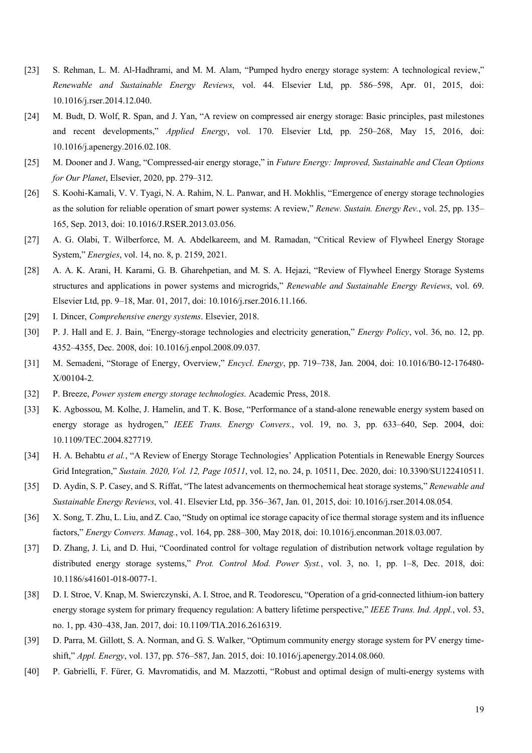[23] S. Rehman, L. M. Al-Hadhrami, and M. M. Alam, "Pumped hydro energy storage system: A technological review," *Renewable and Sustainable Energy Reviews*, vol. 44. Elsevier Ltd, pp. 586–598, Apr. 01, 2015, doi: 10.1016/j.rser.2014.12.040.

[24] M. Budt, D. Wolf, R. Span, and J. Yan, "A review on compressed air energy storage: Basic principles, past milestones and recent developments," *Applied Energy*, vol. 170. Elsevier Ltd, pp. 250–268, May 15, 2016, doi: 10.1016/j.apenergy.2016.02.108.

[25] M. Dooner and J. Wang, "Compressed-air energy storage," in *Future Energy: Improved, Sustainable and Clean Options for Our Planet*, Elsevier, 2020, pp. 279–312.

[26] S. Koohi-Kamali, V. V. Tyagi, N. A. Rahim, N. L. Panwar, and H. Mokhlis, "Emergence of energy storage technologies as the solution for reliable operation of smart power systems: A review," *Renew. Sustain. Energy Rev.*, vol. 25, pp. 135–165, Sep. 2013, doi: 10.1016/J.RSER.2013.03.056.

[27] A. G. Olabi, T. Wilberforce, M. A. Abdelkareem, and M. Ramadan, "Critical Review of Flywheel Energy Storage System," *Energies*, vol. 14, no. 8, p. 2159, 2021.

[28] A. A. K. Arani, H. Karami, G. B. Gharehpetian, and M. S. A. Hejazi, "Review of Flywheel Energy Storage Systems structures and applications in power systems and microgrids," *Renewable and Sustainable Energy Reviews*, vol. 69. Elsevier Ltd, pp. 9–18, Mar. 01, 2017, doi: 10.1016/j.rser.2016.11.166.

[29] I. Dincer, *Comprehensive energy systems*. Elsevier, 2018.

[30] P. J. Hall and E. J. Bain, "Energy-storage technologies and electricity generation," *Energy Policy*, vol. 36, no. 12, pp. 4352–4355, Dec. 2008, doi: 10.1016/j.enpol.2008.09.037.

[31] M. Semadeni, "Storage of Energy, Overview," *Encycl. Energy*, pp. 719–738, Jan. 2004, doi: 10.1016/B0-12-176480-X/00104-2.

[32] P. Breeze, *Power system energy storage technologies*. Academic Press, 2018.

[33] K. Agbossou, M. Kolhe, J. Hamelin, and T. K. Bose, "Performance of a stand-alone renewable energy system based on energy storage as hydrogen," *IEEE Trans. Energy Convers.*, vol. 19, no. 3, pp. 633–640, Sep. 2004, doi: 10.1109/TEC.2004.827719.

[34] H. A. Behabtu *et al.*, "A Review of Energy Storage Technologies' Application Potentials in Renewable Energy Sources Grid Integration," *Sustain. 2020, Vol. 12, Page 10511*, vol. 12, no. 24, p. 10511, Dec. 2020, doi: 10.3390/SU122410511.

[35] D. Aydin, S. P. Casey, and S. Riffat, "The latest advancements on thermochemical heat storage systems," *Renewable and Sustainable Energy Reviews*, vol. 41. Elsevier Ltd, pp. 356–367, Jan. 01, 2015, doi: 10.1016/j.rser.2014.08.054.

[36] X. Song, T. Zhu, L. Liu, and Z. Cao, "Study on optimal ice storage capacity of ice thermal storage system and its influence factors," *Energy Convers. Manag.*, vol. 164, pp. 288–300, May 2018, doi: 10.1016/j.enconman.2018.03.007.

[37] D. Zhang, J. Li, and D. Hui, "Coordinated control for voltage regulation of distribution network voltage regulation by distributed energy storage systems," *Prot. Control Mod. Power Syst.*, vol. 3, no. 1, pp. 1–8, Dec. 2018, doi: 10.1186/s41601-018-0077-1.

[38] D. I. Stroe, V. Knap, M. Swierczynski, A. I. Stroe, and R. Teodorescu, "Operation of a grid-connected lithium-ion battery energy storage system for primary frequency regulation: A battery lifetime perspective," *IEEE Trans. Ind. Appl.*, vol. 53, no. 1, pp. 430–438, Jan. 2017, doi: 10.1109/TIA.2016.2616319.

[39] D. Parra, M. Gillott, S. A. Norman, and G. S. Walker, "Optimum community energy storage system for PV energy time-shift," *Appl. Energy*, vol. 137, pp. 576–587, Jan. 2015, doi: 10.1016/j.apenergy.2014.08.060.

[40] P. Gabrielli, F. Fürer, G. Mavromatidis, and M. Mazzotti, "Robust and optimal design of multi-energy systems with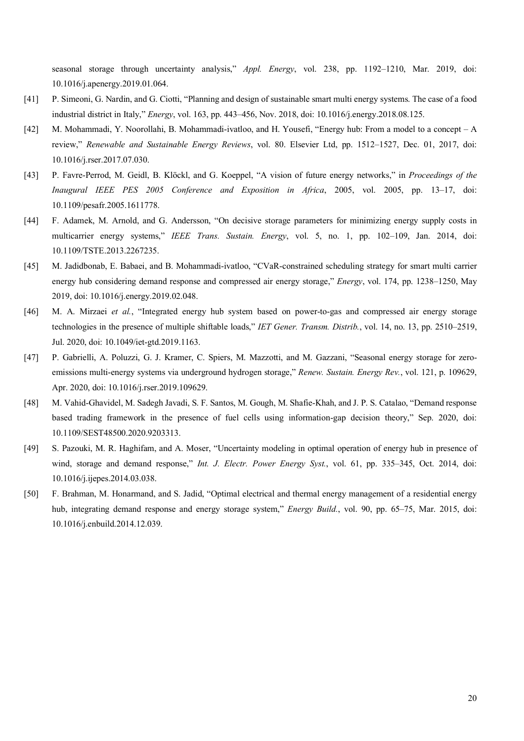seasonal storage through uncertainty analysis," *Appl. Energy*, vol. 238, pp. 1192–1210, Mar. 2019, doi: 10.1016/j.apenergy.2019.01.064.

[41] P. Simeoni, G. Nardin, and G. Ciotti, "Planning and design of sustainable smart multi energy systems. The case of a food industrial district in Italy," *Energy*, vol. 163, pp. 443–456, Nov. 2018, doi: 10.1016/j.energy.2018.08.125.

[42] M. Mohammadi, Y. Noorollahi, B. Mohammadi-ivatloo, and H. Yousefi, "Energy hub: From a model to a concept – A review," *Renewable and Sustainable Energy Reviews*, vol. 80. Elsevier Ltd, pp. 1512–1527, Dec. 01, 2017, doi: 10.1016/j.rser.2017.07.030.

[43] P. Favre-Perrod, M. Geidl, B. Klöckl, and G. Koeppel, "A vision of future energy networks," in *Proceedings of the Inaugural IEEE PES 2005 Conference and Exposition in Africa*, 2005, vol. 2005, pp. 13–17, doi: 10.1109/pesafr.2005.1611778.

[44] F. Adamek, M. Arnold, and G. Andersson, "On decisive storage parameters for minimizing energy supply costs in multicarrier energy systems," *IEEE Trans. Sustain. Energy*, vol. 5, no. 1, pp. 102–109, Jan. 2014, doi: 10.1109/TSTE.2013.2267235.

[45] M. Jadidbonab, E. Babaei, and B. Mohammadi-ivatloo, "CVaR-constrained scheduling strategy for smart multi carrier energy hub considering demand response and compressed air energy storage," *Energy*, vol. 174, pp. 1238–1250, May 2019, doi: 10.1016/j.energy.2019.02.048.

[46] M. A. Mirzaei *et al.*, "Integrated energy hub system based on power-to-gas and compressed air energy storage technologies in the presence of multiple shiftable loads," *IET Gener. Transm. Distrib.*, vol. 14, no. 13, pp. 2510–2519, Jul. 2020, doi: 10.1049/iet-gtd.2019.1163.

[47] P. Gabrielli, A. Poluzzi, G. J. Kramer, C. Spiers, M. Mazzotti, and M. Gazzani, "Seasonal energy storage for zero-emissions multi-energy systems via underground hydrogen storage," *Renew. Sustain. Energy Rev.*, vol. 121, p. 109629, Apr. 2020, doi: 10.1016/j.rser.2019.109629.

[48] M. Vahid-Ghavidel, M. Sadegh Javadi, S. F. Santos, M. Gough, M. Shafie-Khah, and J. P. S. Catalao, "Demand response based trading framework in the presence of fuel cells using information-gap decision theory," Sep. 2020, doi: 10.1109/SEST48500.2020.9203313.

[49] S. Pazouki, M. R. Haghifam, and A. Moser, "Uncertainty modeling in optimal operation of energy hub in presence of wind, storage and demand response," *Int. J. Electr. Power Energy Syst.*, vol. 61, pp. 335–345, Oct. 2014, doi: 10.1016/j.ijepes.2014.03.038.

[50] F. Brahman, M. Honarmand, and S. Jadid, "Optimal electrical and thermal energy management of a residential energy hub, integrating demand response and energy storage system," *Energy Build.*, vol. 90, pp. 65–75, Mar. 2015, doi: 10.1016/j.enbuild.2014.12.039.